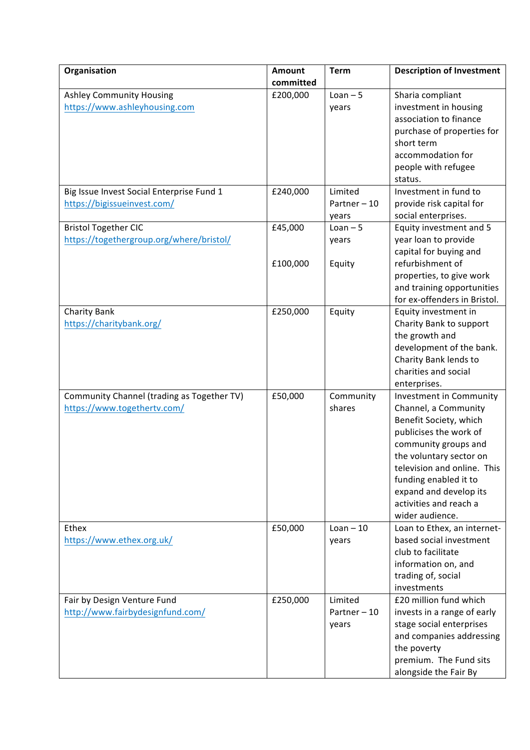| Organisation | Amount committed | Term | Description of Investment |
|---|---|---|---|
| Ashley Community Housing https://www.ashleyhousing.com | £200,000 | Loan – 5 years | Sharia compliant investment in housing association to finance purchase of properties for short term accommodation for people with refugee status. |
| Big Issue Invest Social Enterprise Fund 1 https://bigissueinvest.com/ | £240,000 | Limited Partner – 10 years | Investment in fund to provide risk capital for social enterprises. |
| Bristol Together CIC https://togethergroup.org/where/bristol/ | £45,000<br><br>£100,000 | Loan – 5 years<br><br>Equity | Equity investment and 5 year loan to provide capital for buying and refurbishment of properties, to give work and training opportunities for ex-offenders in Bristol. |
| Charity Bank https://charitybank.org/ | £250,000 | Equity | Equity investment in Charity Bank to support the growth and development of the bank. Charity Bank lends to charities and social enterprises. |
| Community Channel (trading as Together TV) https://www.togethertv.com/ | £50,000 | Community shares | Investment in Community Channel, a Community Benefit Society, which publicises the work of community groups and the voluntary sector on television and online. This funding enabled it to expand and develop its activities and reach a wider audience. |
| Ethex https://www.ethex.org.uk/ | £50,000 | Loan – 10 years | Loan to Ethex, an internet-based social investment club to facilitate information on, and trading of, social investments |
| Fair by Design Venture Fund http://www.fairbydesignfund.com/ | £250,000 | Limited Partner – 10 years | £20 million fund which invests in a range of early stage social enterprises and companies addressing the poverty premium. The Fund sits alongside the Fair By |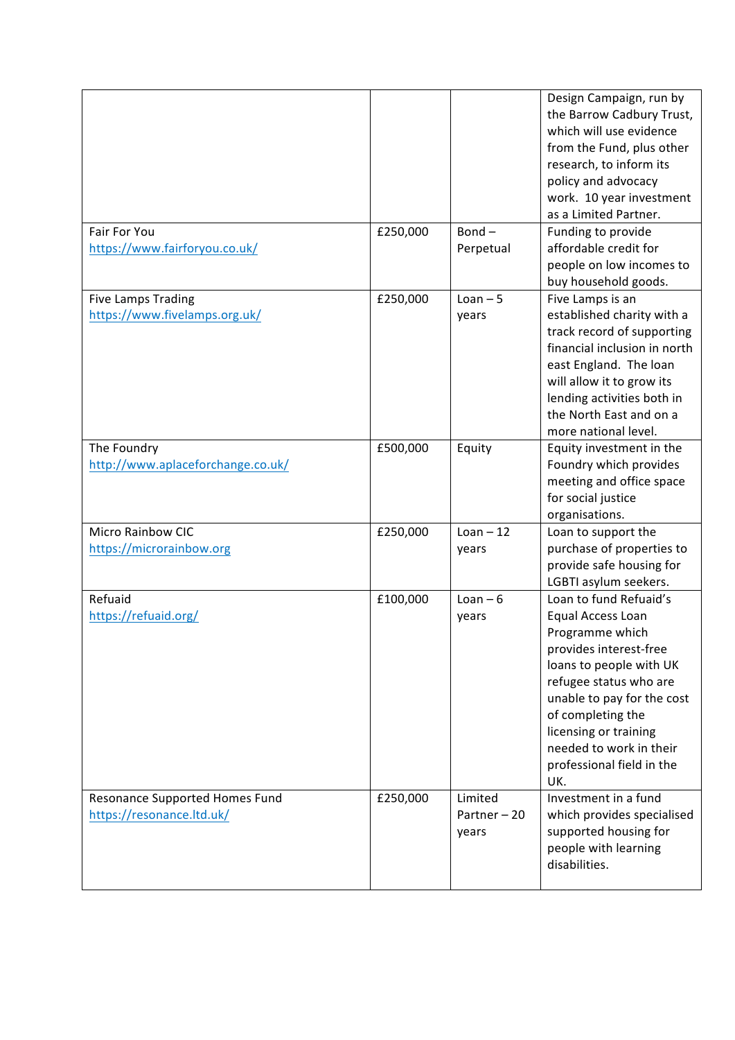| | | | |
|---|---|---|---|
| | | | Design Campaign, run by the Barrow Cadbury Trust, which will use evidence from the Fund, plus other research, to inform its policy and advocacy work. 10 year investment as a Limited Partner. |
| Fair For You https://www.fairforyou.co.uk/ | £250,000 | Bond – Perpetual | Funding to provide affordable credit for people on low incomes to buy household goods. |
| Five Lamps Trading https://www.fivelamps.org.uk/ | £250,000 | Loan – 5 years | Five Lamps is an established charity with a track record of supporting financial inclusion in north east England. The loan will allow it to grow its lending activities both in the North East and on a more national level. |
| The Foundry http://www.aplaceforchange.co.uk/ | £500,000 | Equity | Equity investment in the Foundry which provides meeting and office space for social justice organisations. |
| Micro Rainbow CIC https://microrainbow.org | £250,000 | Loan – 12 years | Loan to support the purchase of properties to provide safe housing for LGBTI asylum seekers. |
| Refuaid https://refuaid.org/ | £100,000 | Loan – 6 years | Loan to fund Refuaid's Equal Access Loan Programme which provides interest-free loans to people with UK refugee status who are unable to pay for the cost of completing the licensing or training needed to work in their professional field in the UK. |
| Resonance Supported Homes Fund https://resonance.ltd.uk/ | £250,000 | Limited Partner – 20 years | Investment in a fund which provides specialised supported housing for people with learning disabilities. |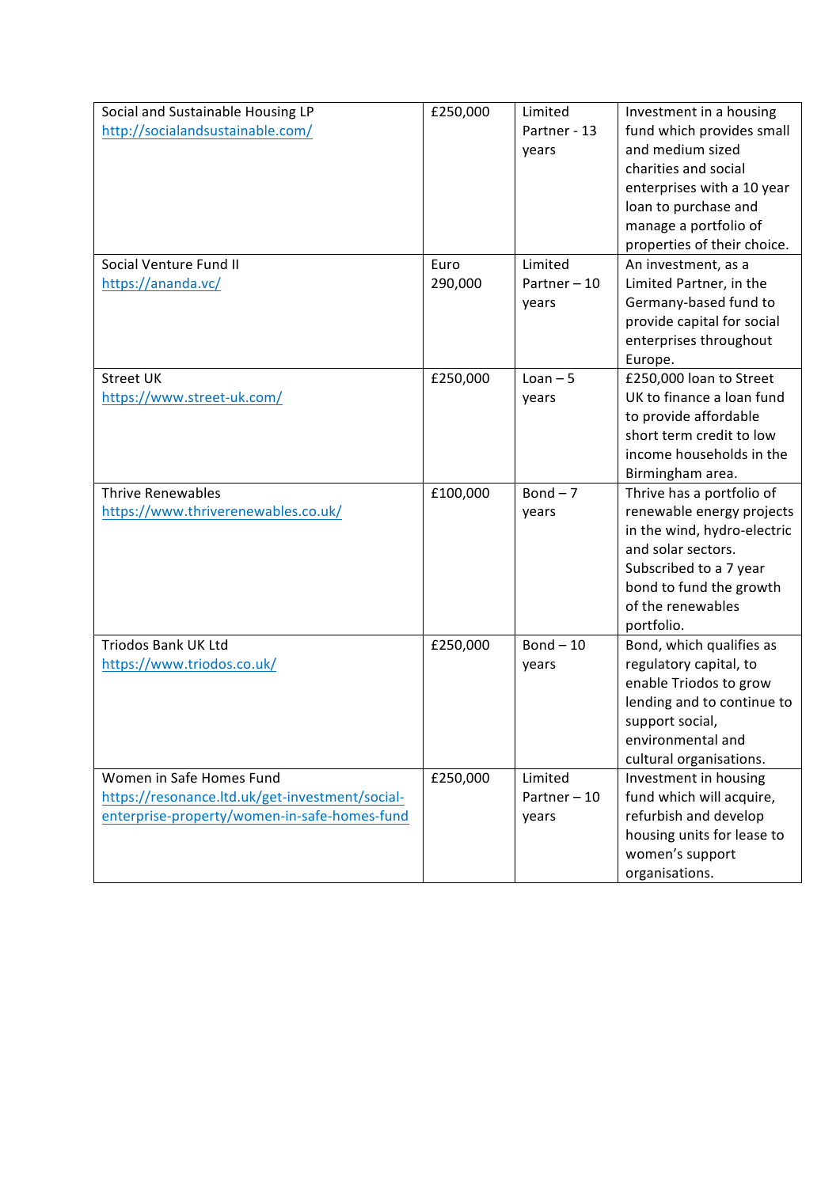| | | | |
|---|---|---|---|
| Social and Sustainable Housing LP http://socialandsustainable.com/ | £250,000 | Limited Partner - 13 years | Investment in a housing fund which provides small and medium sized charities and social enterprises with a 10 year loan to purchase and manage a portfolio of properties of their choice. |
| Social Venture Fund II https://ananda.vc/ | Euro 290,000 | Limited Partner – 10 years | An investment, as a Limited Partner, in the Germany-based fund to provide capital for social enterprises throughout Europe. |
| Street UK https://www.street-uk.com/ | £250,000 | Loan – 5 years | £250,000 loan to Street UK to finance a loan fund to provide affordable short term credit to low income households in the Birmingham area. |
| Thrive Renewables https://www.thriverenewables.co.uk/ | £100,000 | Bond – 7 years | Thrive has a portfolio of renewable energy projects in the wind, hydro-electric and solar sectors. Subscribed to a 7 year bond to fund the growth of the renewables portfolio. |
| Triodos Bank UK Ltd https://www.triodos.co.uk/ | £250,000 | Bond – 10 years | Bond, which qualifies as regulatory capital, to enable Triodos to grow lending and to continue to support social, environmental and cultural organisations. |
| Women in Safe Homes Fund https://resonance.ltd.uk/get-investment/social-enterprise-property/women-in-safe-homes-fund | £250,000 | Limited Partner – 10 years | Investment in housing fund which will acquire, refurbish and develop housing units for lease to women's support organisations. |